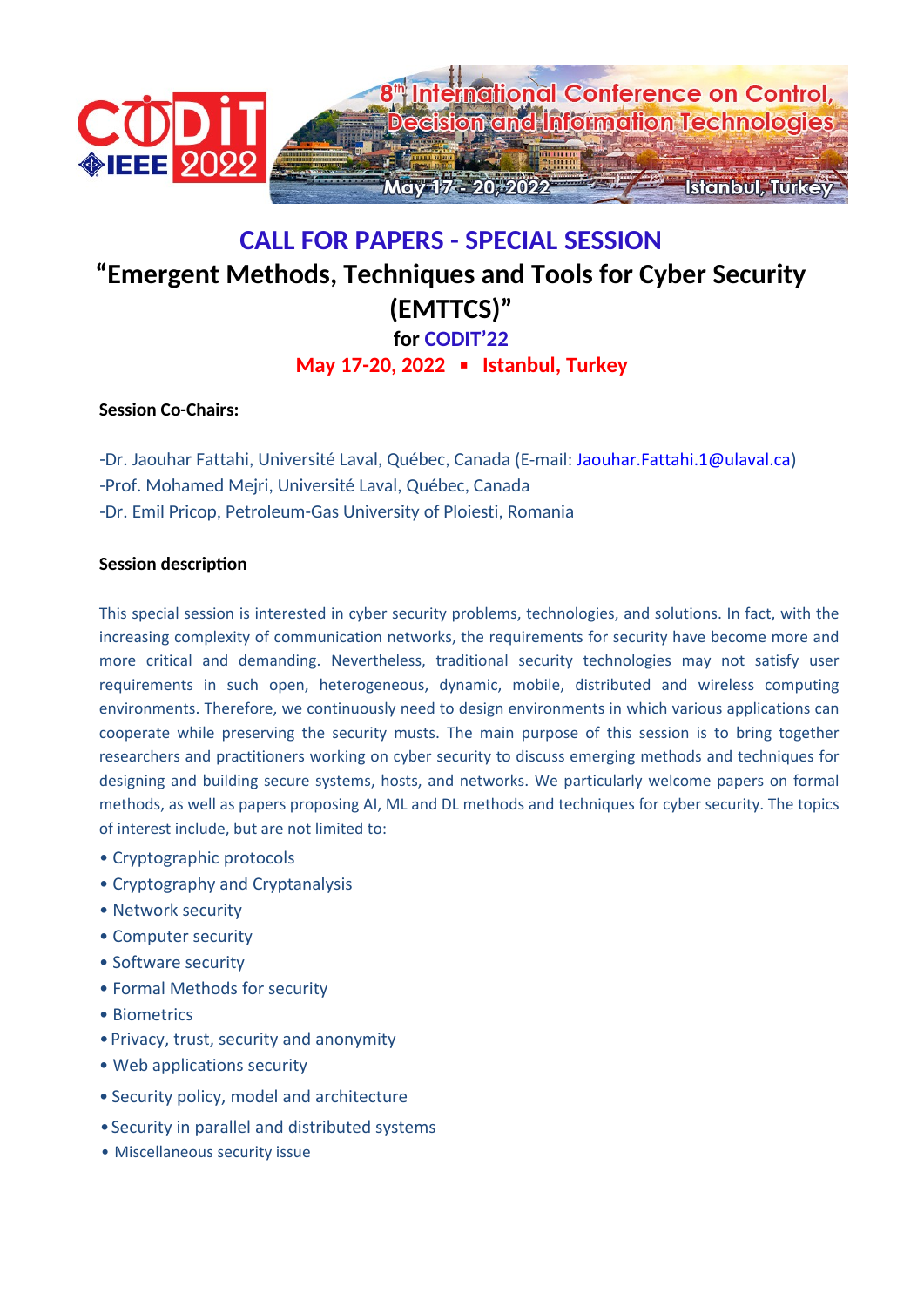8th International Conference on Control, Decision and Information Technologies

May 17 - 20, 2022 Istanbul, Turkey

# CALL FOR PAPERS - SPECIAL SESSION

## "Emergent Methods, Techniques and Tools for Cyber Security (EMTTCS)"

### for CODIT'22

### May 17-20, 2022 ▪ Istanbul, Turkey

**Session Co-Chairs:**

-Dr. Jaouhar Fattahi, Université Laval, Québec, Canada (E-mail: Jaouhar.Fattahi.1@ulaval.ca)
-Prof. Mohamed Mejri, Université Laval, Québec, Canada
-Dr. Emil Pricop, Petroleum-Gas University of Ploiesti, Romania

**Session description**

This special session is interested in cyber security problems, technologies, and solutions. In fact, with the increasing complexity of communication networks, the requirements for security have become more and more critical and demanding. Nevertheless, traditional security technologies may not satisfy user requirements in such open, heterogeneous, dynamic, mobile, distributed and wireless computing environments. Therefore, we continuously need to design environments in which various applications can cooperate while preserving the security musts. The main purpose of this session is to bring together researchers and practitioners working on cyber security to discuss emerging methods and techniques for designing and building secure systems, hosts, and networks. We particularly welcome papers on formal methods, as well as papers proposing AI, ML and DL methods and techniques for cyber security. The topics of interest include, but are not limited to:

- Cryptographic protocols
- Cryptography and Cryptanalysis
- Network security
- Computer security
- Software security
- Formal Methods for security
- Biometrics
- Privacy, trust, security and anonymity
- Web applications security
- Security policy, model and architecture
- Security in parallel and distributed systems
- Miscellaneous security issue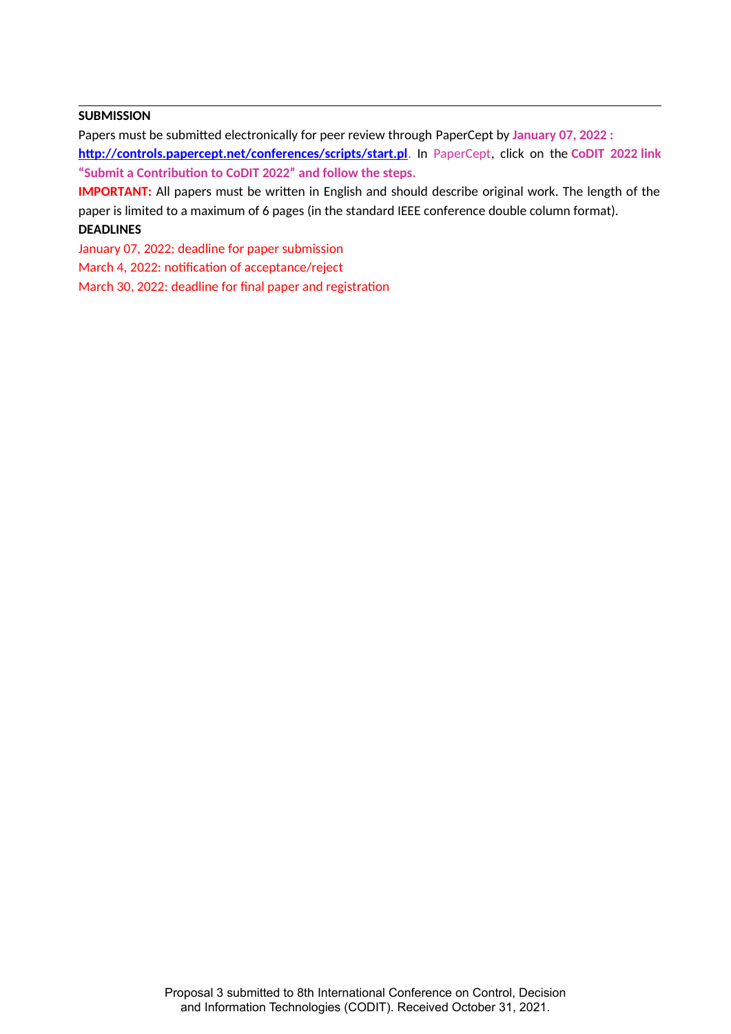**SUBMISSION**

Papers must be submitted electronically for peer review through PaperCept by **January 07, 2022 :** **http://controls.papercept.net/conferences/scripts/start.pl**. In PaperCept, click on the **CoDIT 2022 link "Submit a Contribution to CoDIT 2022" and follow the steps.**

**IMPORTANT:** All papers must be written in English and should describe original work. The length of the paper is limited to a maximum of 6 pages (in the standard IEEE conference double column format).

**DEADLINES**

January 07, 2022: deadline for paper submission

March 4, 2022: notification of acceptance/reject

March 30, 2022: deadline for final paper and registration

Proposal 3 submitted to 8th International Conference on Control, Decision and Information Technologies (CODIT). Received October 31, 2021.